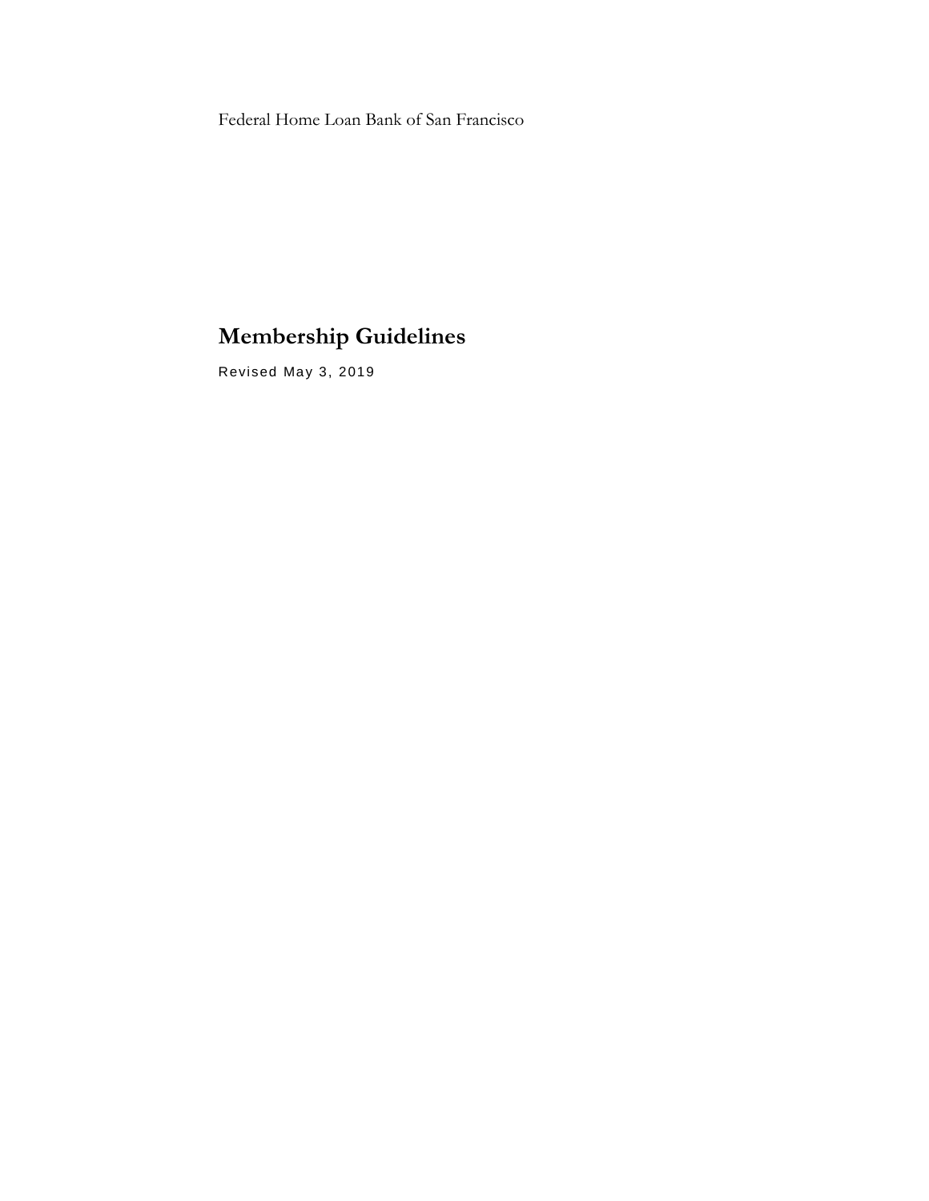Federal Home Loan Bank of San Francisco

# Membership Guidelines

Revised May 3, 2019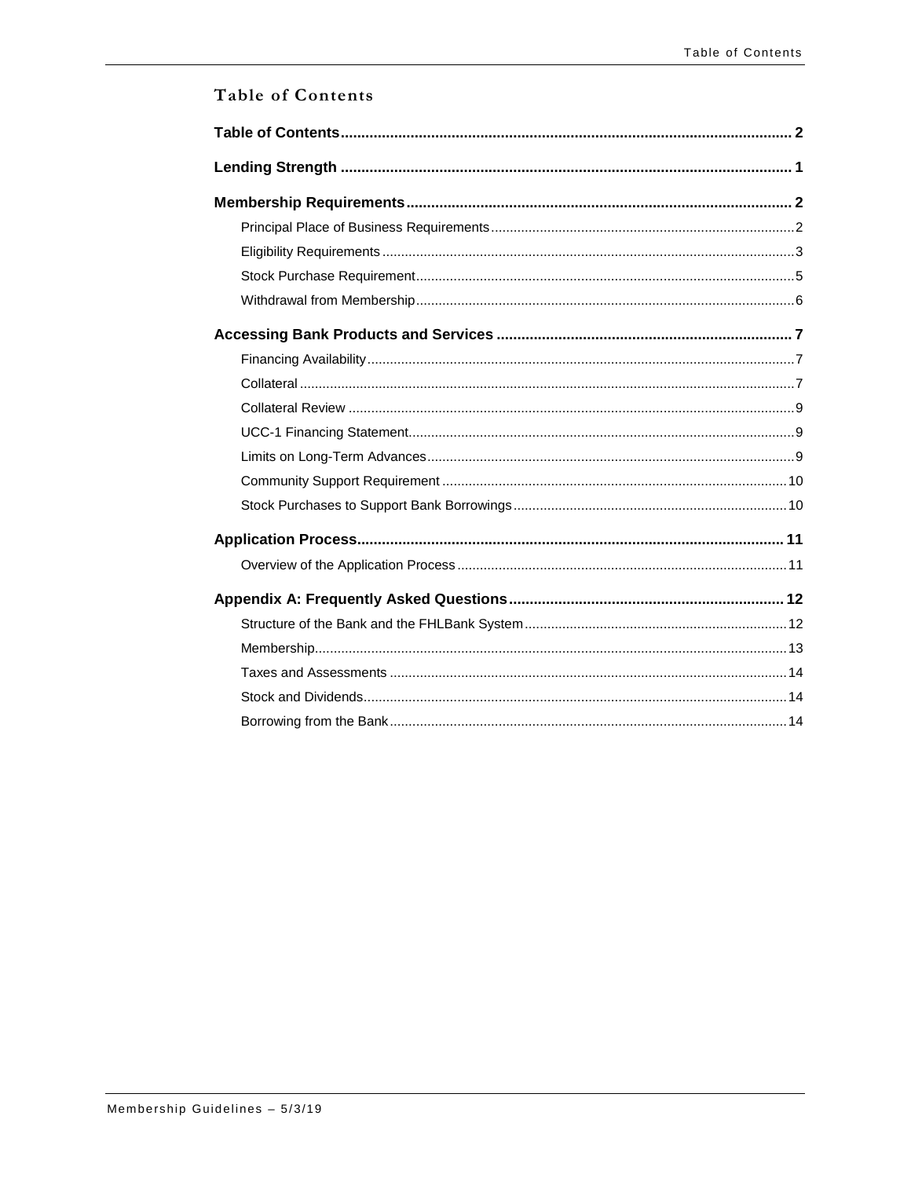# Table of Contents

**Table of Contents** ........ 2

**Lending Strength** ........ 1

**Membership Requirements** ........ 2

- Principal Place of Business Requirements ........ 2
- Eligibility Requirements ........ 3
- Stock Purchase Requirement ........ 5
- Withdrawal from Membership ........ 6

**Accessing Bank Products and Services** ........ 7

- Financing Availability ........ 7
- Collateral ........ 7
- Collateral Review ........ 9
- UCC-1 Financing Statement ........ 9
- Limits on Long-Term Advances ........ 9
- Community Support Requirement ........ 10
- Stock Purchases to Support Bank Borrowings ........ 10

**Application Process** ........ 11

- Overview of the Application Process ........ 11

**Appendix A: Frequently Asked Questions** ........ 12

- Structure of the Bank and the FHLBank System ........ 12
- Membership ........ 13
- Taxes and Assessments ........ 14
- Stock and Dividends ........ 14
- Borrowing from the Bank ........ 14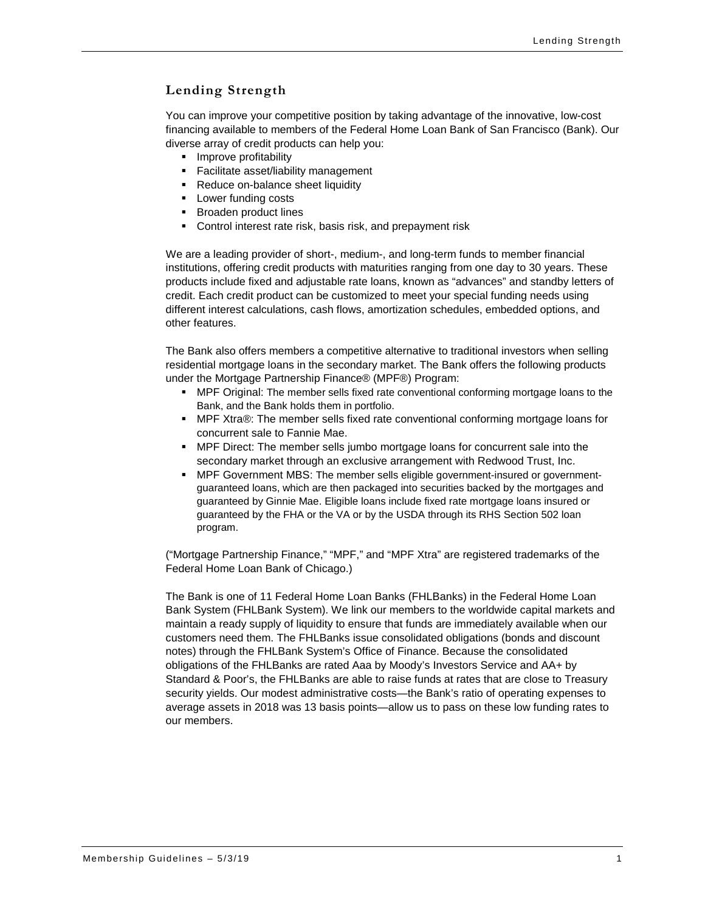## Lending Strength

You can improve your competitive position by taking advantage of the innovative, low-cost financing available to members of the Federal Home Loan Bank of San Francisco (Bank). Our diverse array of credit products can help you:

- Improve profitability
- Facilitate asset/liability management
- Reduce on-balance sheet liquidity
- Lower funding costs
- Broaden product lines
- Control interest rate risk, basis risk, and prepayment risk

We are a leading provider of short-, medium-, and long-term funds to member financial institutions, offering credit products with maturities ranging from one day to 30 years. These products include fixed and adjustable rate loans, known as "advances" and standby letters of credit. Each credit product can be customized to meet your special funding needs using different interest calculations, cash flows, amortization schedules, embedded options, and other features.

The Bank also offers members a competitive alternative to traditional investors when selling residential mortgage loans in the secondary market. The Bank offers the following products under the Mortgage Partnership Finance® (MPF®) Program:

- MPF Original: The member sells fixed rate conventional conforming mortgage loans to the Bank, and the Bank holds them in portfolio.
- MPF Xtra®: The member sells fixed rate conventional conforming mortgage loans for concurrent sale to Fannie Mae.
- MPF Direct: The member sells jumbo mortgage loans for concurrent sale into the secondary market through an exclusive arrangement with Redwood Trust, Inc.
- MPF Government MBS: The member sells eligible government-insured or government-guaranteed loans, which are then packaged into securities backed by the mortgages and guaranteed by Ginnie Mae. Eligible loans include fixed rate mortgage loans insured or guaranteed by the FHA or the VA or by the USDA through its RHS Section 502 loan program.

("Mortgage Partnership Finance," "MPF," and "MPF Xtra" are registered trademarks of the Federal Home Loan Bank of Chicago.)

The Bank is one of 11 Federal Home Loan Banks (FHLBanks) in the Federal Home Loan Bank System (FHLBank System). We link our members to the worldwide capital markets and maintain a ready supply of liquidity to ensure that funds are immediately available when our customers need them. The FHLBanks issue consolidated obligations (bonds and discount notes) through the FHLBank System's Office of Finance. Because the consolidated obligations of the FHLBanks are rated Aaa by Moody's Investors Service and AA+ by Standard & Poor's, the FHLBanks are able to raise funds at rates that are close to Treasury security yields. Our modest administrative costs—the Bank's ratio of operating expenses to average assets in 2018 was 13 basis points—allow us to pass on these low funding rates to our members.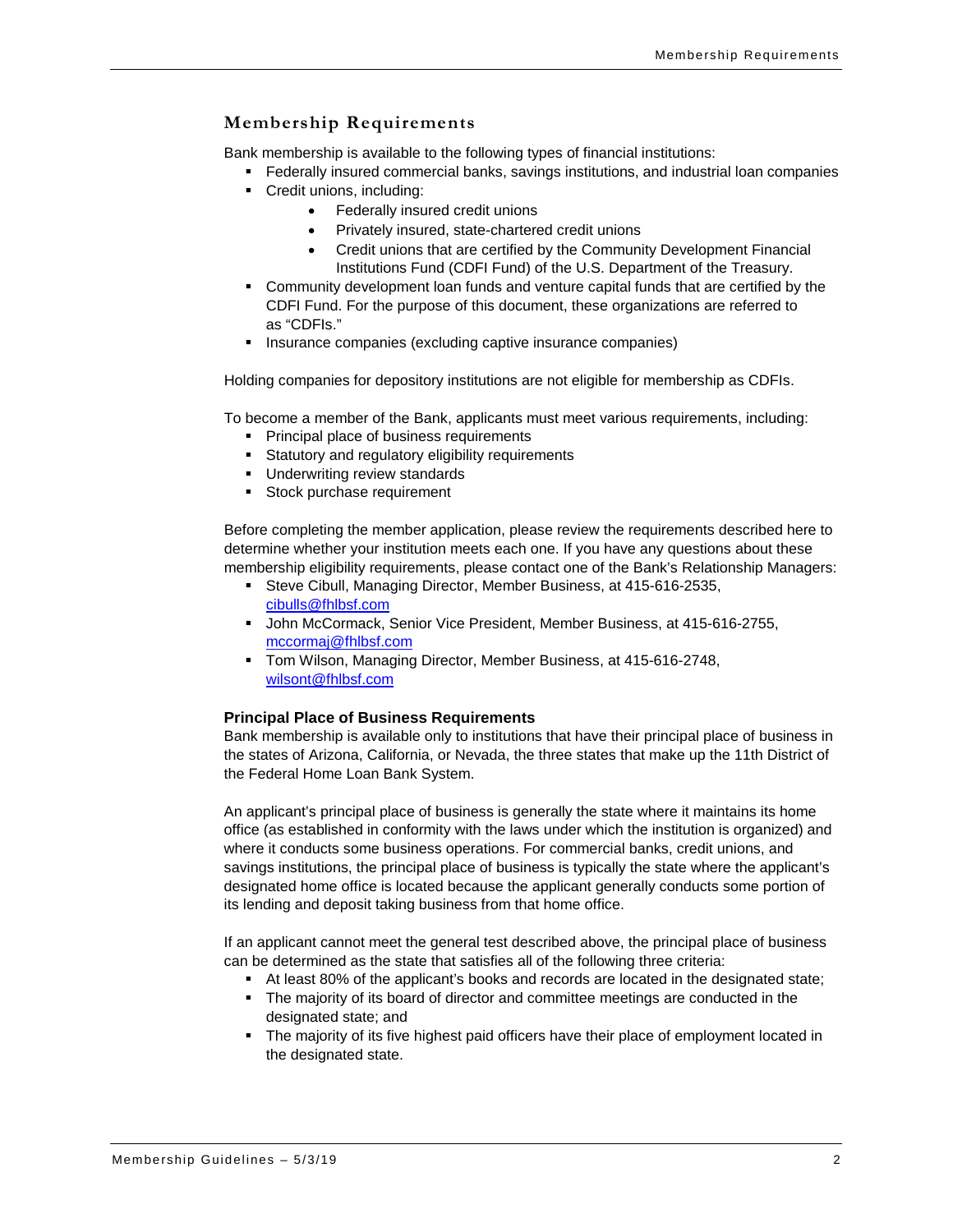## Membership Requirements

Bank membership is available to the following types of financial institutions:

- Federally insured commercial banks, savings institutions, and industrial loan companies
- Credit unions, including:
  - Federally insured credit unions
  - Privately insured, state-chartered credit unions
  - Credit unions that are certified by the Community Development Financial Institutions Fund (CDFI Fund) of the U.S. Department of the Treasury.
- Community development loan funds and venture capital funds that are certified by the CDFI Fund. For the purpose of this document, these organizations are referred to as "CDFIs."
- Insurance companies (excluding captive insurance companies)

Holding companies for depository institutions are not eligible for membership as CDFIs.

To become a member of the Bank, applicants must meet various requirements, including:

- Principal place of business requirements
- Statutory and regulatory eligibility requirements
- Underwriting review standards
- Stock purchase requirement

Before completing the member application, please review the requirements described here to determine whether your institution meets each one. If you have any questions about these membership eligibility requirements, please contact one of the Bank's Relationship Managers:

- Steve Cibull, Managing Director, Member Business, at 415-616-2535, cibulls@fhlbsf.com
- John McCormack, Senior Vice President, Member Business, at 415-616-2755, mccormaj@fhlbsf.com
- Tom Wilson, Managing Director, Member Business, at 415-616-2748, wilsont@fhlbsf.com

### Principal Place of Business Requirements

Bank membership is available only to institutions that have their principal place of business in the states of Arizona, California, or Nevada, the three states that make up the 11th District of the Federal Home Loan Bank System.

An applicant's principal place of business is generally the state where it maintains its home office (as established in conformity with the laws under which the institution is organized) and where it conducts some business operations. For commercial banks, credit unions, and savings institutions, the principal place of business is typically the state where the applicant's designated home office is located because the applicant generally conducts some portion of its lending and deposit taking business from that home office.

If an applicant cannot meet the general test described above, the principal place of business can be determined as the state that satisfies all of the following three criteria:

- At least 80% of the applicant's books and records are located in the designated state;
- The majority of its board of director and committee meetings are conducted in the designated state; and
- The majority of its five highest paid officers have their place of employment located in the designated state.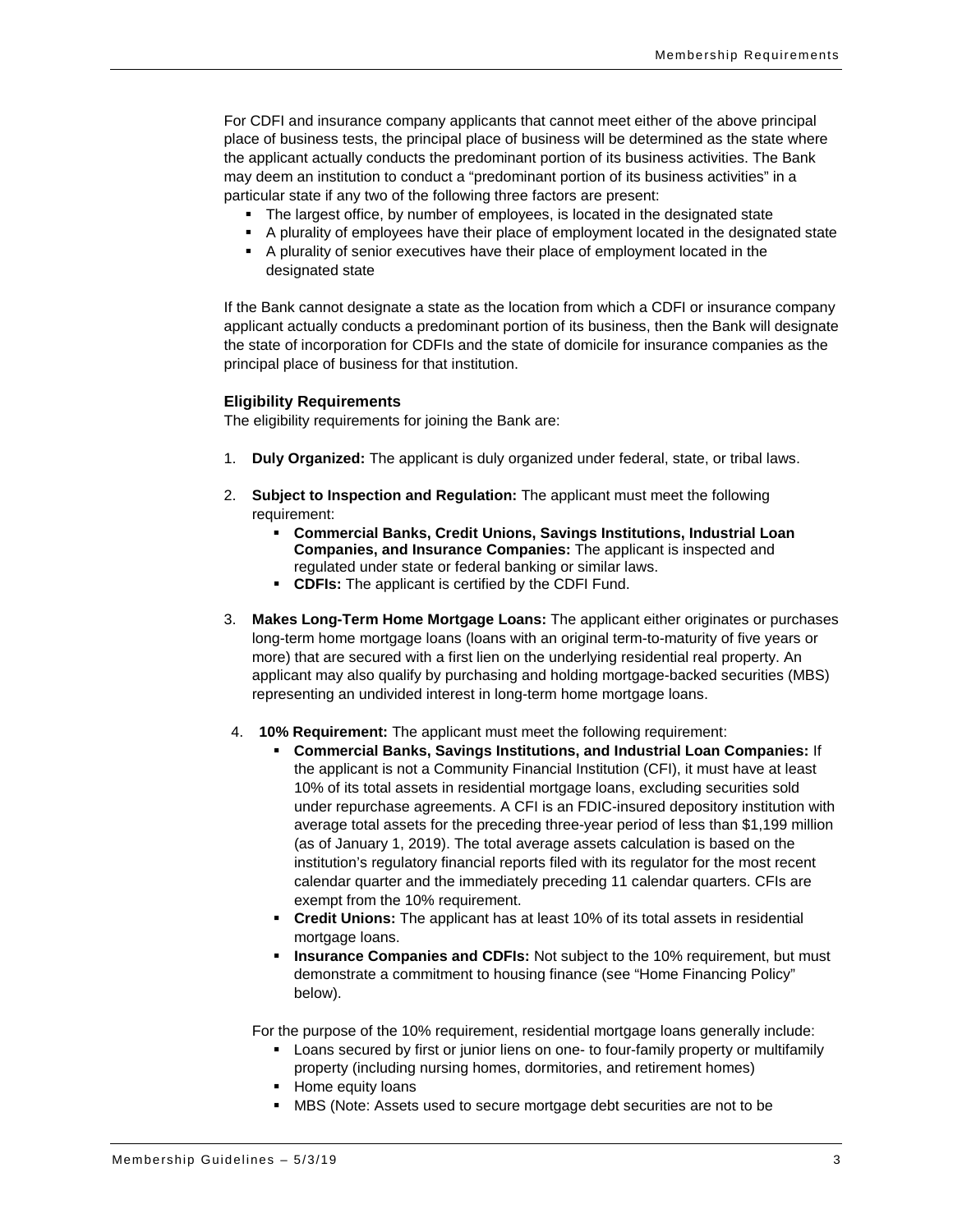For CDFI and insurance company applicants that cannot meet either of the above principal place of business tests, the principal place of business will be determined as the state where the applicant actually conducts the predominant portion of its business activities. The Bank may deem an institution to conduct a "predominant portion of its business activities" in a particular state if any two of the following three factors are present:

- The largest office, by number of employees, is located in the designated state
- A plurality of employees have their place of employment located in the designated state
- A plurality of senior executives have their place of employment located in the designated state

If the Bank cannot designate a state as the location from which a CDFI or insurance company applicant actually conducts a predominant portion of its business, then the Bank will designate the state of incorporation for CDFIs and the state of domicile for insurance companies as the principal place of business for that institution.

### Eligibility Requirements

The eligibility requirements for joining the Bank are:

1. **Duly Organized:** The applicant is duly organized under federal, state, or tribal laws.

2. **Subject to Inspection and Regulation:** The applicant must meet the following requirement:
   - **Commercial Banks, Credit Unions, Savings Institutions, Industrial Loan Companies, and Insurance Companies:** The applicant is inspected and regulated under state or federal banking or similar laws.
   - **CDFIs:** The applicant is certified by the CDFI Fund.

3. **Makes Long-Term Home Mortgage Loans:** The applicant either originates or purchases long-term home mortgage loans (loans with an original term-to-maturity of five years or more) that are secured with a first lien on the underlying residential real property. An applicant may also qualify by purchasing and holding mortgage-backed securities (MBS) representing an undivided interest in long-term home mortgage loans.

4. **10% Requirement:** The applicant must meet the following requirement:
   - **Commercial Banks, Savings Institutions, and Industrial Loan Companies:** If the applicant is not a Community Financial Institution (CFI), it must have at least 10% of its total assets in residential mortgage loans, excluding securities sold under repurchase agreements. A CFI is an FDIC-insured depository institution with average total assets for the preceding three-year period of less than $1,199 million (as of January 1, 2019). The total average assets calculation is based on the institution's regulatory financial reports filed with its regulator for the most recent calendar quarter and the immediately preceding 11 calendar quarters. CFIs are exempt from the 10% requirement.
   - **Credit Unions:** The applicant has at least 10% of its total assets in residential mortgage loans.
   - **Insurance Companies and CDFIs:** Not subject to the 10% requirement, but must demonstrate a commitment to housing finance (see "Home Financing Policy" below).

   For the purpose of the 10% requirement, residential mortgage loans generally include:
   - Loans secured by first or junior liens on one- to four-family property or multifamily property (including nursing homes, dormitories, and retirement homes)
   - Home equity loans
   - MBS (Note: Assets used to secure mortgage debt securities are not to be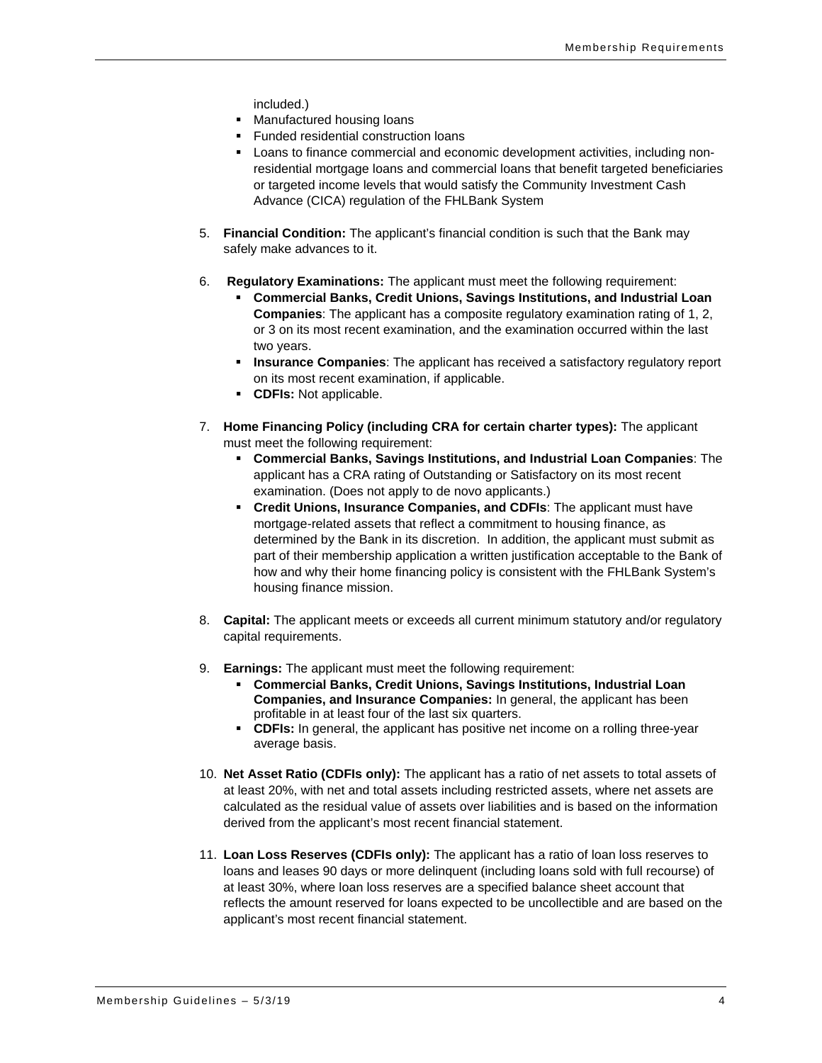included.)

- Manufactured housing loans
- Funded residential construction loans
- Loans to finance commercial and economic development activities, including non-residential mortgage loans and commercial loans that benefit targeted beneficiaries or targeted income levels that would satisfy the Community Investment Cash Advance (CICA) regulation of the FHLBank System

5. **Financial Condition:** The applicant's financial condition is such that the Bank may safely make advances to it.

6. **Regulatory Examinations:** The applicant must meet the following requirement:
   - **Commercial Banks, Credit Unions, Savings Institutions, and Industrial Loan Companies**: The applicant has a composite regulatory examination rating of 1, 2, or 3 on its most recent examination, and the examination occurred within the last two years.
   - **Insurance Companies**: The applicant has received a satisfactory regulatory report on its most recent examination, if applicable.
   - **CDFIs:** Not applicable.

7. **Home Financing Policy (including CRA for certain charter types):** The applicant must meet the following requirement:
   - **Commercial Banks, Savings Institutions, and Industrial Loan Companies**: The applicant has a CRA rating of Outstanding or Satisfactory on its most recent examination. (Does not apply to de novo applicants.)
   - **Credit Unions, Insurance Companies, and CDFIs**: The applicant must have mortgage-related assets that reflect a commitment to housing finance, as determined by the Bank in its discretion. In addition, the applicant must submit as part of their membership application a written justification acceptable to the Bank of how and why their home financing policy is consistent with the FHLBank System's housing finance mission.

8. **Capital:** The applicant meets or exceeds all current minimum statutory and/or regulatory capital requirements.

9. **Earnings:** The applicant must meet the following requirement:
   - **Commercial Banks, Credit Unions, Savings Institutions, Industrial Loan Companies, and Insurance Companies:** In general, the applicant has been profitable in at least four of the last six quarters.
   - **CDFIs:** In general, the applicant has positive net income on a rolling three-year average basis.

10. **Net Asset Ratio (CDFIs only):** The applicant has a ratio of net assets to total assets of at least 20%, with net and total assets including restricted assets, where net assets are calculated as the residual value of assets over liabilities and is based on the information derived from the applicant's most recent financial statement.

11. **Loan Loss Reserves (CDFIs only):** The applicant has a ratio of loan loss reserves to loans and leases 90 days or more delinquent (including loans sold with full recourse) of at least 30%, where loan loss reserves are a specified balance sheet account that reflects the amount reserved for loans expected to be uncollectible and are based on the applicant's most recent financial statement.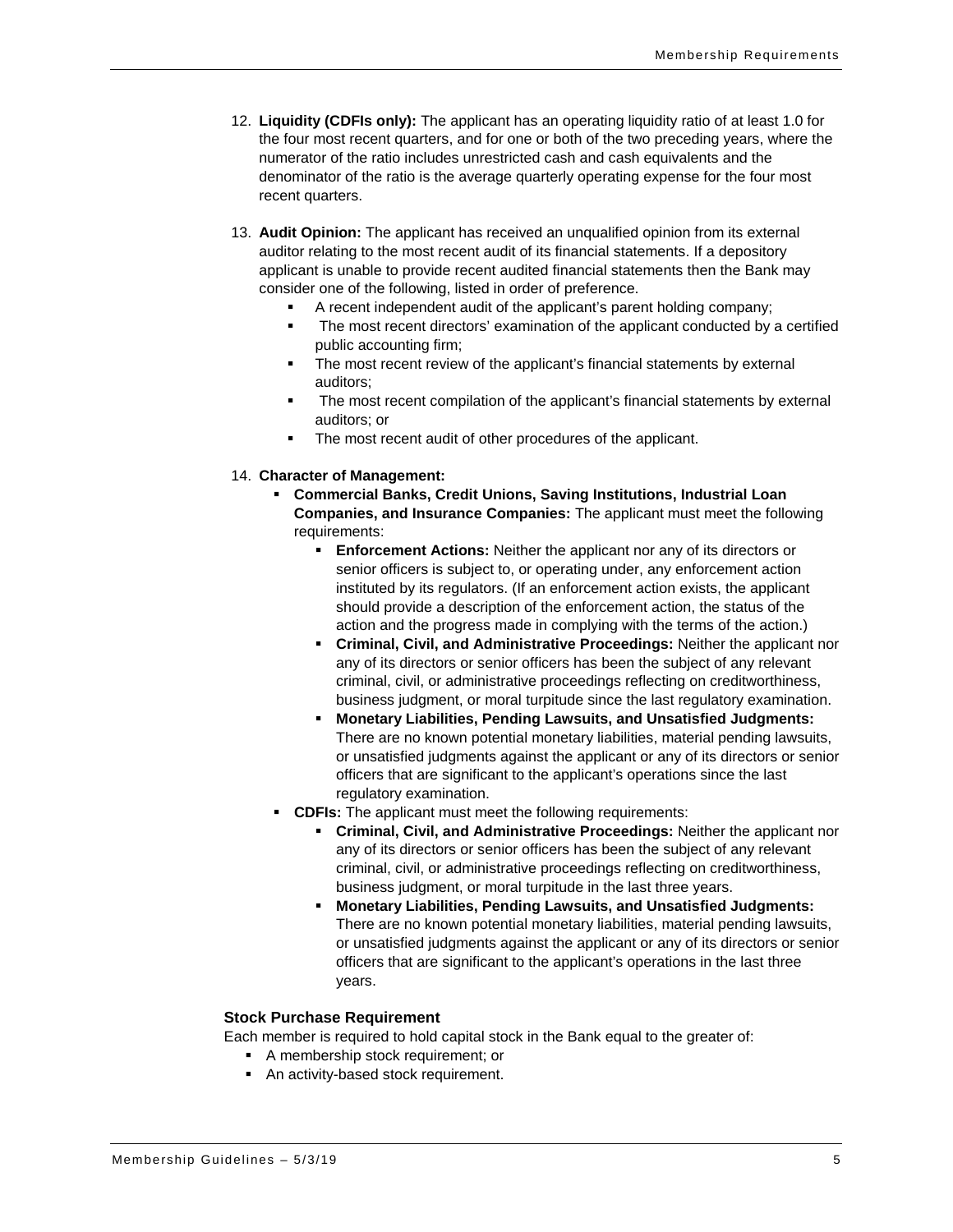12. **Liquidity (CDFIs only):** The applicant has an operating liquidity ratio of at least 1.0 for the four most recent quarters, and for one or both of the two preceding years, where the numerator of the ratio includes unrestricted cash and cash equivalents and the denominator of the ratio is the average quarterly operating expense for the four most recent quarters.

13. **Audit Opinion:** The applicant has received an unqualified opinion from its external auditor relating to the most recent audit of its financial statements. If a depository applicant is unable to provide recent audited financial statements then the Bank may consider one of the following, listed in order of preference.
    - A recent independent audit of the applicant's parent holding company;
    - The most recent directors' examination of the applicant conducted by a certified public accounting firm;
    - The most recent review of the applicant's financial statements by external auditors;
    - The most recent compilation of the applicant's financial statements by external auditors; or
    - The most recent audit of other procedures of the applicant.

14. **Character of Management:**
    - **Commercial Banks, Credit Unions, Saving Institutions, Industrial Loan Companies, and Insurance Companies:** The applicant must meet the following requirements:
        - **Enforcement Actions:** Neither the applicant nor any of its directors or senior officers is subject to, or operating under, any enforcement action instituted by its regulators. (If an enforcement action exists, the applicant should provide a description of the enforcement action, the status of the action and the progress made in complying with the terms of the action.)
        - **Criminal, Civil, and Administrative Proceedings:** Neither the applicant nor any of its directors or senior officers has been the subject of any relevant criminal, civil, or administrative proceedings reflecting on creditworthiness, business judgment, or moral turpitude since the last regulatory examination.
        - **Monetary Liabilities, Pending Lawsuits, and Unsatisfied Judgments:** There are no known potential monetary liabilities, material pending lawsuits, or unsatisfied judgments against the applicant or any of its directors or senior officers that are significant to the applicant's operations since the last regulatory examination.
    - **CDFIs:** The applicant must meet the following requirements:
        - **Criminal, Civil, and Administrative Proceedings:** Neither the applicant nor any of its directors or senior officers has been the subject of any relevant criminal, civil, or administrative proceedings reflecting on creditworthiness, business judgment, or moral turpitude in the last three years.
        - **Monetary Liabilities, Pending Lawsuits, and Unsatisfied Judgments:** There are no known potential monetary liabilities, material pending lawsuits, or unsatisfied judgments against the applicant or any of its directors or senior officers that are significant to the applicant's operations in the last three years.

### Stock Purchase Requirement

Each member is required to hold capital stock in the Bank equal to the greater of:

- A membership stock requirement; or
- An activity-based stock requirement.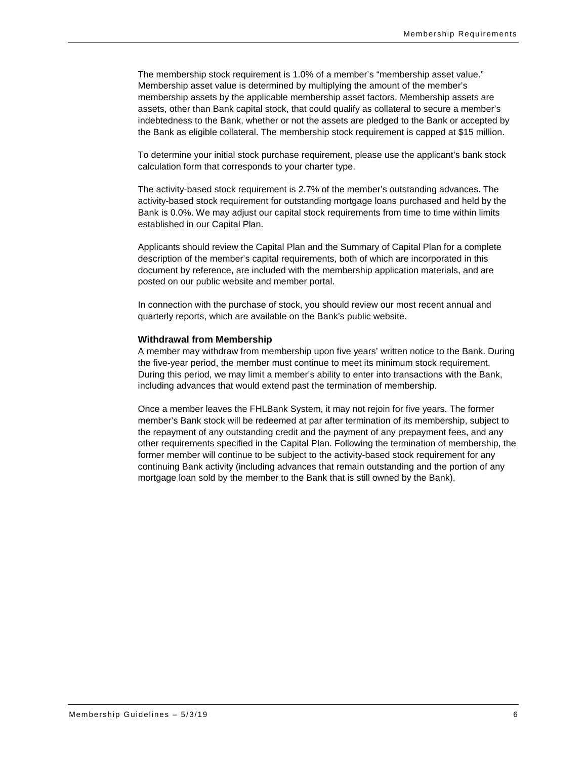The membership stock requirement is 1.0% of a member's "membership asset value." Membership asset value is determined by multiplying the amount of the member's membership assets by the applicable membership asset factors. Membership assets are assets, other than Bank capital stock, that could qualify as collateral to secure a member's indebtedness to the Bank, whether or not the assets are pledged to the Bank or accepted by the Bank as eligible collateral. The membership stock requirement is capped at $15 million.

To determine your initial stock purchase requirement, please use the applicant's bank stock calculation form that corresponds to your charter type.

The activity-based stock requirement is 2.7% of the member's outstanding advances. The activity-based stock requirement for outstanding mortgage loans purchased and held by the Bank is 0.0%. We may adjust our capital stock requirements from time to time within limits established in our Capital Plan.

Applicants should review the Capital Plan and the Summary of Capital Plan for a complete description of the member's capital requirements, both of which are incorporated in this document by reference, are included with the membership application materials, and are posted on our public website and member portal.

In connection with the purchase of stock, you should review our most recent annual and quarterly reports, which are available on the Bank's public website.

### Withdrawal from Membership

A member may withdraw from membership upon five years' written notice to the Bank. During the five-year period, the member must continue to meet its minimum stock requirement. During this period, we may limit a member's ability to enter into transactions with the Bank, including advances that would extend past the termination of membership.

Once a member leaves the FHLBank System, it may not rejoin for five years. The former member's Bank stock will be redeemed at par after termination of its membership, subject to the repayment of any outstanding credit and the payment of any prepayment fees, and any other requirements specified in the Capital Plan. Following the termination of membership, the former member will continue to be subject to the activity-based stock requirement for any continuing Bank activity (including advances that remain outstanding and the portion of any mortgage loan sold by the member to the Bank that is still owned by the Bank).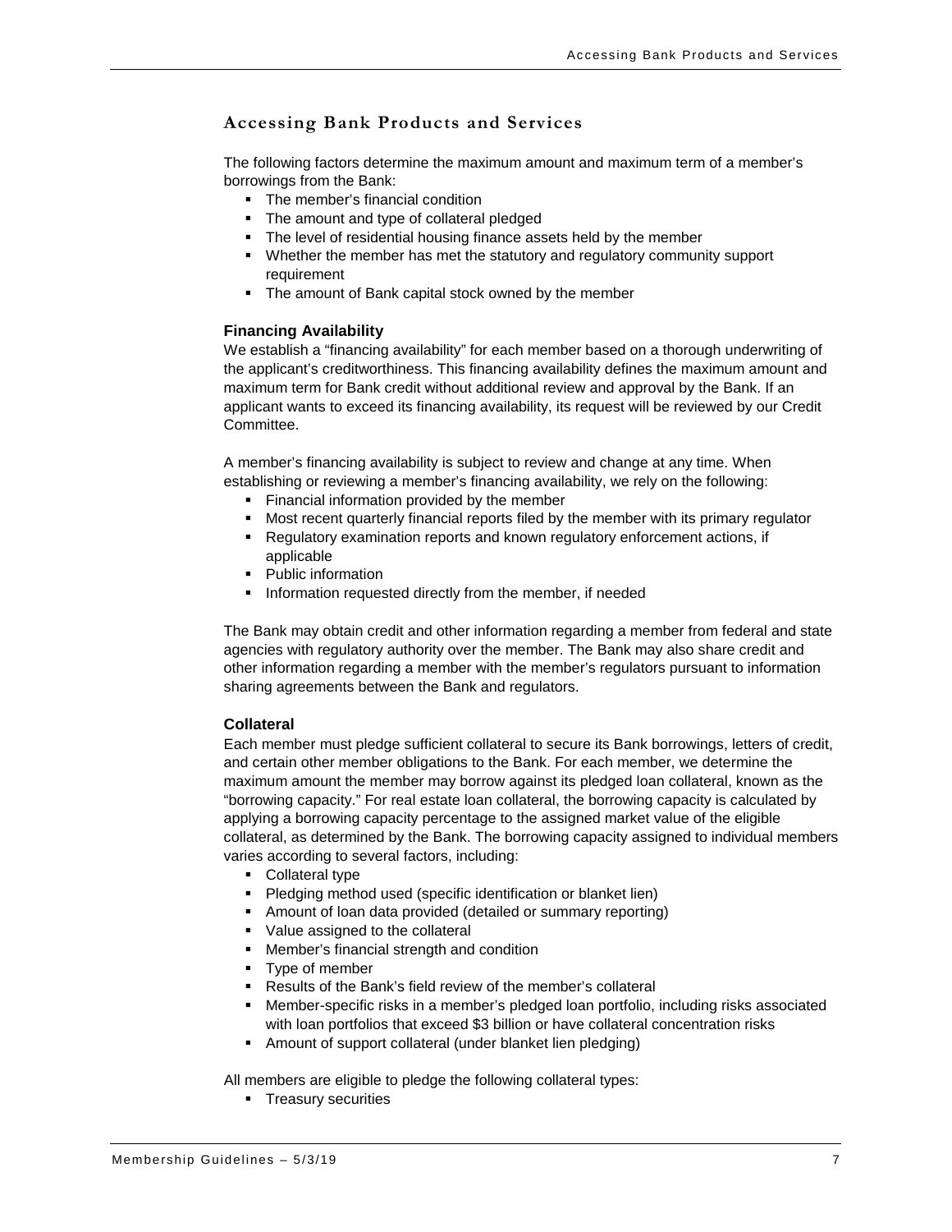## Accessing Bank Products and Services

The following factors determine the maximum amount and maximum term of a member's borrowings from the Bank:

- The member's financial condition
- The amount and type of collateral pledged
- The level of residential housing finance assets held by the member
- Whether the member has met the statutory and regulatory community support requirement
- The amount of Bank capital stock owned by the member

### Financing Availability

We establish a "financing availability" for each member based on a thorough underwriting of the applicant's creditworthiness. This financing availability defines the maximum amount and maximum term for Bank credit without additional review and approval by the Bank. If an applicant wants to exceed its financing availability, its request will be reviewed by our Credit Committee.

A member's financing availability is subject to review and change at any time. When establishing or reviewing a member's financing availability, we rely on the following:

- Financial information provided by the member
- Most recent quarterly financial reports filed by the member with its primary regulator
- Regulatory examination reports and known regulatory enforcement actions, if applicable
- Public information
- Information requested directly from the member, if needed

The Bank may obtain credit and other information regarding a member from federal and state agencies with regulatory authority over the member. The Bank may also share credit and other information regarding a member with the member's regulators pursuant to information sharing agreements between the Bank and regulators.

### Collateral

Each member must pledge sufficient collateral to secure its Bank borrowings, letters of credit, and certain other member obligations to the Bank. For each member, we determine the maximum amount the member may borrow against its pledged loan collateral, known as the "borrowing capacity." For real estate loan collateral, the borrowing capacity is calculated by applying a borrowing capacity percentage to the assigned market value of the eligible collateral, as determined by the Bank. The borrowing capacity assigned to individual members varies according to several factors, including:

- Collateral type
- Pledging method used (specific identification or blanket lien)
- Amount of loan data provided (detailed or summary reporting)
- Value assigned to the collateral
- Member's financial strength and condition
- Type of member
- Results of the Bank's field review of the member's collateral
- Member-specific risks in a member's pledged loan portfolio, including risks associated with loan portfolios that exceed $3 billion or have collateral concentration risks
- Amount of support collateral (under blanket lien pledging)

All members are eligible to pledge the following collateral types:

- Treasury securities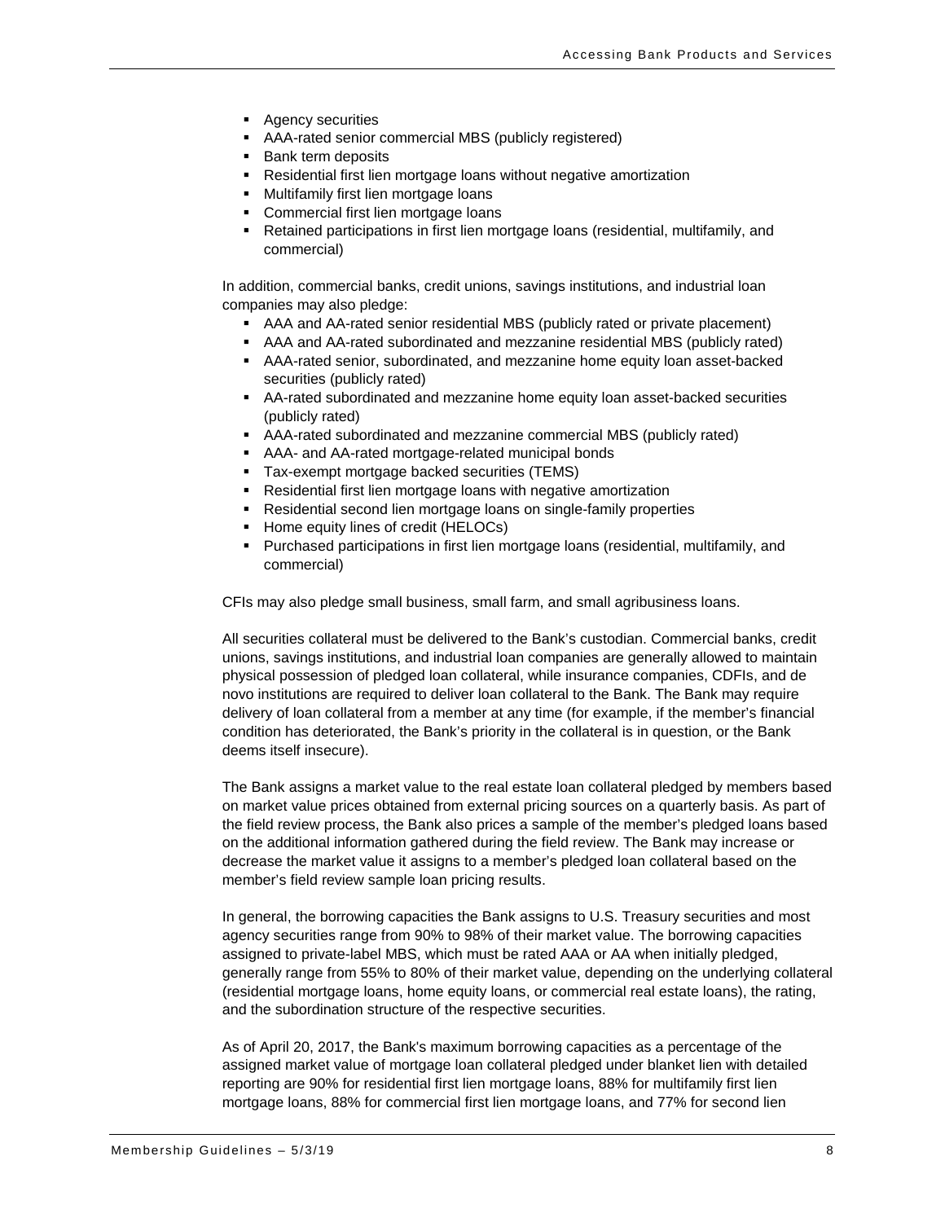- Agency securities
- AAA-rated senior commercial MBS (publicly registered)
- Bank term deposits
- Residential first lien mortgage loans without negative amortization
- Multifamily first lien mortgage loans
- Commercial first lien mortgage loans
- Retained participations in first lien mortgage loans (residential, multifamily, and commercial)

In addition, commercial banks, credit unions, savings institutions, and industrial loan companies may also pledge:

- AAA and AA-rated senior residential MBS (publicly rated or private placement)
- AAA and AA-rated subordinated and mezzanine residential MBS (publicly rated)
- AAA-rated senior, subordinated, and mezzanine home equity loan asset-backed securities (publicly rated)
- AA-rated subordinated and mezzanine home equity loan asset-backed securities (publicly rated)
- AAA-rated subordinated and mezzanine commercial MBS (publicly rated)
- AAA- and AA-rated mortgage-related municipal bonds
- Tax-exempt mortgage backed securities (TEMS)
- Residential first lien mortgage loans with negative amortization
- Residential second lien mortgage loans on single-family properties
- Home equity lines of credit (HELOCs)
- Purchased participations in first lien mortgage loans (residential, multifamily, and commercial)

CFIs may also pledge small business, small farm, and small agribusiness loans.

All securities collateral must be delivered to the Bank's custodian. Commercial banks, credit unions, savings institutions, and industrial loan companies are generally allowed to maintain physical possession of pledged loan collateral, while insurance companies, CDFIs, and de novo institutions are required to deliver loan collateral to the Bank. The Bank may require delivery of loan collateral from a member at any time (for example, if the member's financial condition has deteriorated, the Bank's priority in the collateral is in question, or the Bank deems itself insecure).

The Bank assigns a market value to the real estate loan collateral pledged by members based on market value prices obtained from external pricing sources on a quarterly basis. As part of the field review process, the Bank also prices a sample of the member's pledged loans based on the additional information gathered during the field review. The Bank may increase or decrease the market value it assigns to a member's pledged loan collateral based on the member's field review sample loan pricing results.

In general, the borrowing capacities the Bank assigns to U.S. Treasury securities and most agency securities range from 90% to 98% of their market value. The borrowing capacities assigned to private-label MBS, which must be rated AAA or AA when initially pledged, generally range from 55% to 80% of their market value, depending on the underlying collateral (residential mortgage loans, home equity loans, or commercial real estate loans), the rating, and the subordination structure of the respective securities.

As of April 20, 2017, the Bank's maximum borrowing capacities as a percentage of the assigned market value of mortgage loan collateral pledged under blanket lien with detailed reporting are 90% for residential first lien mortgage loans, 88% for multifamily first lien mortgage loans, 88% for commercial first lien mortgage loans, and 77% for second lien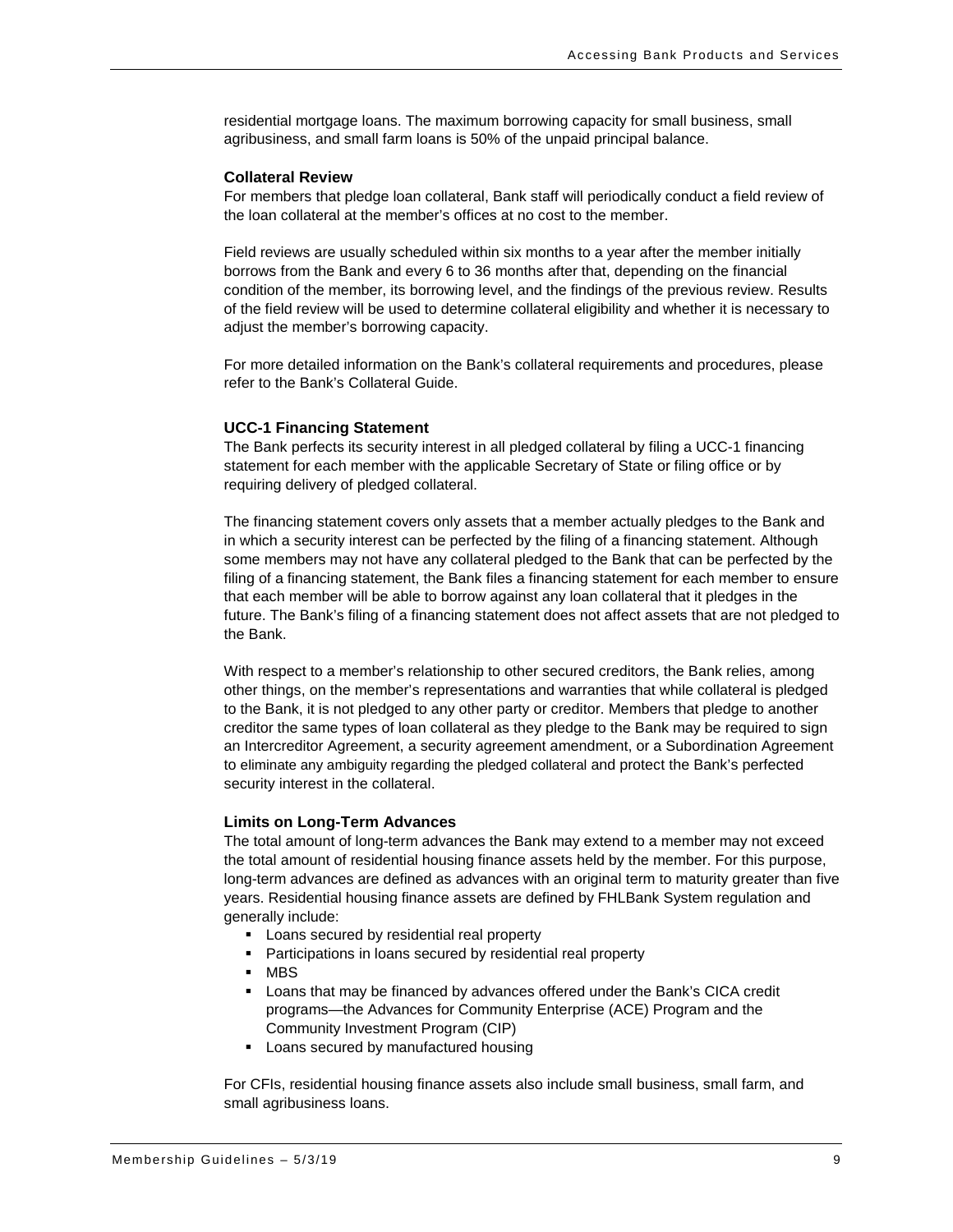residential mortgage loans. The maximum borrowing capacity for small business, small agribusiness, and small farm loans is 50% of the unpaid principal balance.

### Collateral Review

For members that pledge loan collateral, Bank staff will periodically conduct a field review of the loan collateral at the member's offices at no cost to the member.

Field reviews are usually scheduled within six months to a year after the member initially borrows from the Bank and every 6 to 36 months after that, depending on the financial condition of the member, its borrowing level, and the findings of the previous review. Results of the field review will be used to determine collateral eligibility and whether it is necessary to adjust the member's borrowing capacity.

For more detailed information on the Bank's collateral requirements and procedures, please refer to the Bank's Collateral Guide.

### UCC-1 Financing Statement

The Bank perfects its security interest in all pledged collateral by filing a UCC-1 financing statement for each member with the applicable Secretary of State or filing office or by requiring delivery of pledged collateral.

The financing statement covers only assets that a member actually pledges to the Bank and in which a security interest can be perfected by the filing of a financing statement. Although some members may not have any collateral pledged to the Bank that can be perfected by the filing of a financing statement, the Bank files a financing statement for each member to ensure that each member will be able to borrow against any loan collateral that it pledges in the future. The Bank's filing of a financing statement does not affect assets that are not pledged to the Bank.

With respect to a member's relationship to other secured creditors, the Bank relies, among other things, on the member's representations and warranties that while collateral is pledged to the Bank, it is not pledged to any other party or creditor. Members that pledge to another creditor the same types of loan collateral as they pledge to the Bank may be required to sign an Intercreditor Agreement, a security agreement amendment, or a Subordination Agreement to eliminate any ambiguity regarding the pledged collateral and protect the Bank's perfected security interest in the collateral.

### Limits on Long-Term Advances

The total amount of long-term advances the Bank may extend to a member may not exceed the total amount of residential housing finance assets held by the member. For this purpose, long-term advances are defined as advances with an original term to maturity greater than five years. Residential housing finance assets are defined by FHLBank System regulation and generally include:

- Loans secured by residential real property
- Participations in loans secured by residential real property
- MBS
- Loans that may be financed by advances offered under the Bank's CICA credit programs—the Advances for Community Enterprise (ACE) Program and the Community Investment Program (CIP)
- Loans secured by manufactured housing

For CFIs, residential housing finance assets also include small business, small farm, and small agribusiness loans.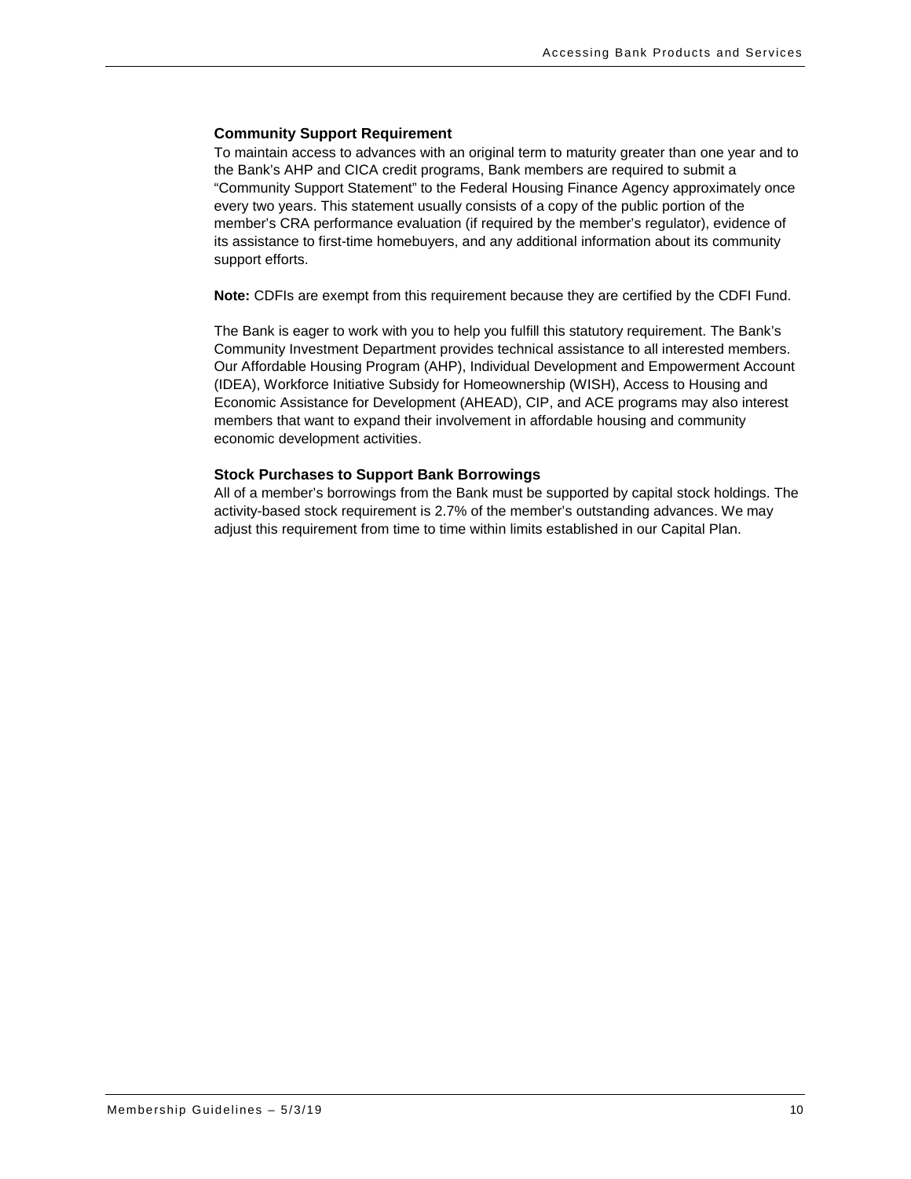### Community Support Requirement

To maintain access to advances with an original term to maturity greater than one year and to the Bank's AHP and CICA credit programs, Bank members are required to submit a "Community Support Statement" to the Federal Housing Finance Agency approximately once every two years. This statement usually consists of a copy of the public portion of the member's CRA performance evaluation (if required by the member's regulator), evidence of its assistance to first-time homebuyers, and any additional information about its community support efforts.

**Note:** CDFIs are exempt from this requirement because they are certified by the CDFI Fund.

The Bank is eager to work with you to help you fulfill this statutory requirement. The Bank's Community Investment Department provides technical assistance to all interested members. Our Affordable Housing Program (AHP), Individual Development and Empowerment Account (IDEA), Workforce Initiative Subsidy for Homeownership (WISH), Access to Housing and Economic Assistance for Development (AHEAD), CIP, and ACE programs may also interest members that want to expand their involvement in affordable housing and community economic development activities.

### Stock Purchases to Support Bank Borrowings

All of a member's borrowings from the Bank must be supported by capital stock holdings. The activity-based stock requirement is 2.7% of the member's outstanding advances. We may adjust this requirement from time to time within limits established in our Capital Plan.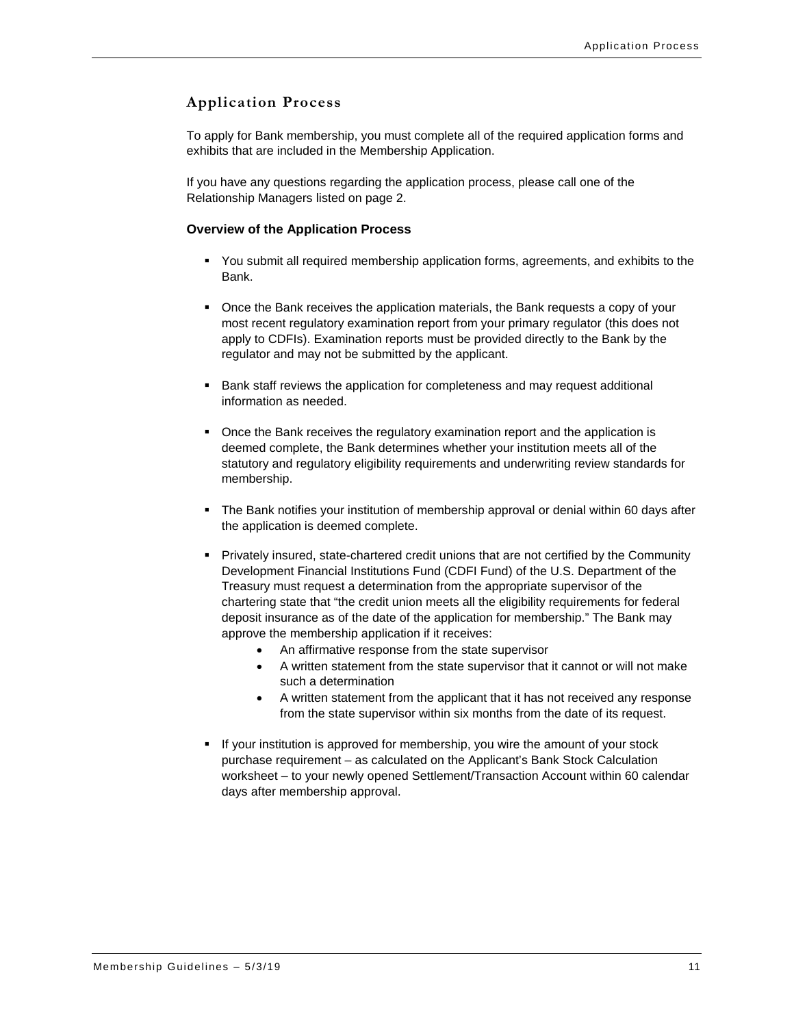## Application Process

To apply for Bank membership, you must complete all of the required application forms and exhibits that are included in the Membership Application.

If you have any questions regarding the application process, please call one of the Relationship Managers listed on page 2.

**Overview of the Application Process**

- You submit all required membership application forms, agreements, and exhibits to the Bank.
- Once the Bank receives the application materials, the Bank requests a copy of your most recent regulatory examination report from your primary regulator (this does not apply to CDFIs). Examination reports must be provided directly to the Bank by the regulator and may not be submitted by the applicant.
- Bank staff reviews the application for completeness and may request additional information as needed.
- Once the Bank receives the regulatory examination report and the application is deemed complete, the Bank determines whether your institution meets all of the statutory and regulatory eligibility requirements and underwriting review standards for membership.
- The Bank notifies your institution of membership approval or denial within 60 days after the application is deemed complete.
- Privately insured, state-chartered credit unions that are not certified by the Community Development Financial Institutions Fund (CDFI Fund) of the U.S. Department of the Treasury must request a determination from the appropriate supervisor of the chartering state that "the credit union meets all the eligibility requirements for federal deposit insurance as of the date of the application for membership." The Bank may approve the membership application if it receives:
  - An affirmative response from the state supervisor
  - A written statement from the state supervisor that it cannot or will not make such a determination
  - A written statement from the applicant that it has not received any response from the state supervisor within six months from the date of its request.
- If your institution is approved for membership, you wire the amount of your stock purchase requirement – as calculated on the Applicant's Bank Stock Calculation worksheet – to your newly opened Settlement/Transaction Account within 60 calendar days after membership approval.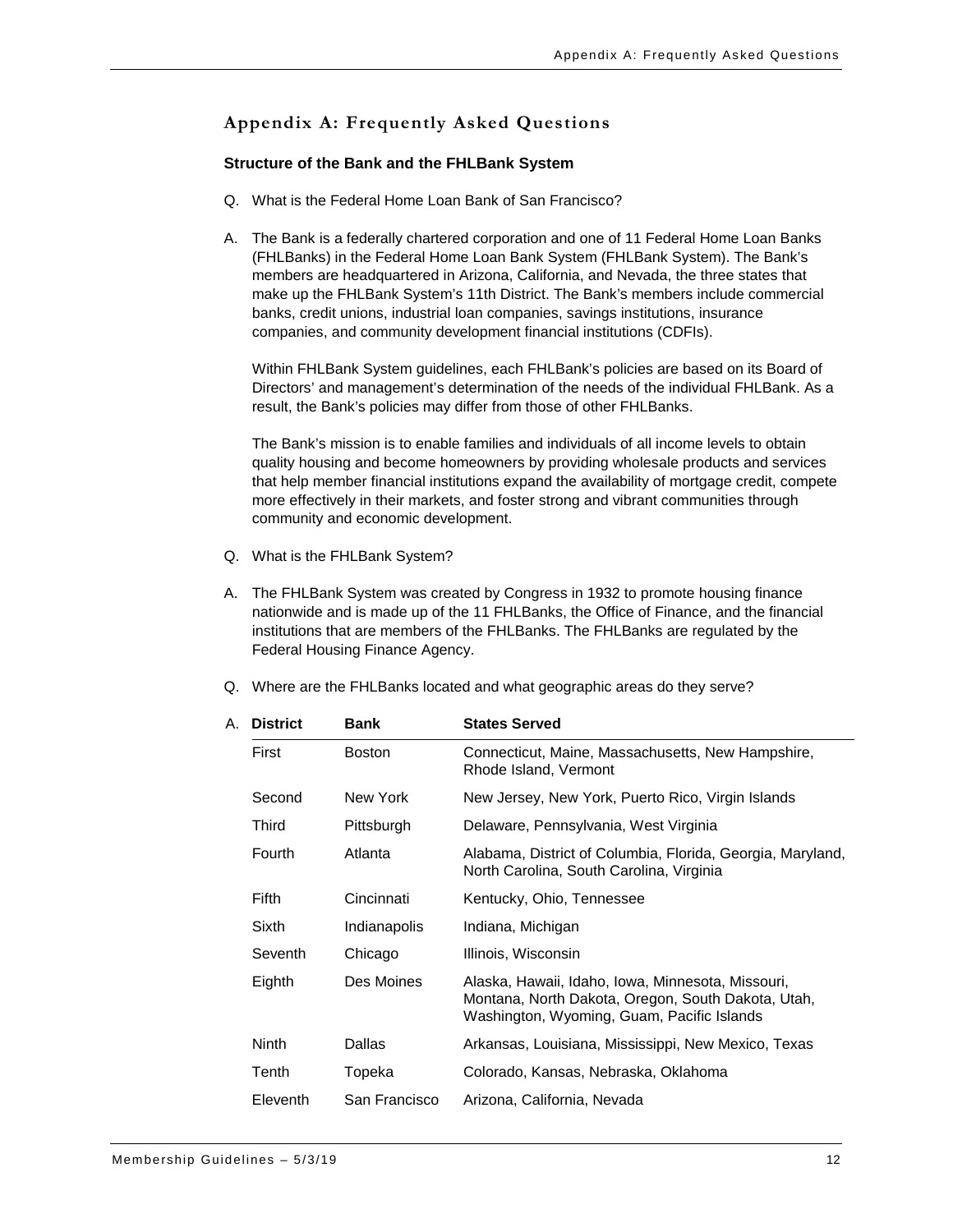# Appendix A: Frequently Asked Questions

### Structure of the Bank and the FHLBank System

Q. What is the Federal Home Loan Bank of San Francisco?

A. The Bank is a federally chartered corporation and one of 11 Federal Home Loan Banks (FHLBanks) in the Federal Home Loan Bank System (FHLBank System). The Bank's members are headquartered in Arizona, California, and Nevada, the three states that make up the FHLBank System's 11th District. The Bank's members include commercial banks, credit unions, industrial loan companies, savings institutions, insurance companies, and community development financial institutions (CDFIs).

Within FHLBank System guidelines, each FHLBank's policies are based on its Board of Directors' and management's determination of the needs of the individual FHLBank. As a result, the Bank's policies may differ from those of other FHLBanks.

The Bank's mission is to enable families and individuals of all income levels to obtain quality housing and become homeowners by providing wholesale products and services that help member financial institutions expand the availability of mortgage credit, compete more effectively in their markets, and foster strong and vibrant communities through community and economic development.

Q. What is the FHLBank System?

A. The FHLBank System was created by Congress in 1932 to promote housing finance nationwide and is made up of the 11 FHLBanks, the Office of Finance, and the financial institutions that are members of the FHLBanks. The FHLBanks are regulated by the Federal Housing Finance Agency.

Q. Where are the FHLBanks located and what geographic areas do they serve?

A.

| District | Bank | States Served |
|---|---|---|
| First | Boston | Connecticut, Maine, Massachusetts, New Hampshire, Rhode Island, Vermont |
| Second | New York | New Jersey, New York, Puerto Rico, Virgin Islands |
| Third | Pittsburgh | Delaware, Pennsylvania, West Virginia |
| Fourth | Atlanta | Alabama, District of Columbia, Florida, Georgia, Maryland, North Carolina, South Carolina, Virginia |
| Fifth | Cincinnati | Kentucky, Ohio, Tennessee |
| Sixth | Indianapolis | Indiana, Michigan |
| Seventh | Chicago | Illinois, Wisconsin |
| Eighth | Des Moines | Alaska, Hawaii, Idaho, Iowa, Minnesota, Missouri, Montana, North Dakota, Oregon, South Dakota, Utah, Washington, Wyoming, Guam, Pacific Islands |
| Ninth | Dallas | Arkansas, Louisiana, Mississippi, New Mexico, Texas |
| Tenth | Topeka | Colorado, Kansas, Nebraska, Oklahoma |
| Eleventh | San Francisco | Arizona, California, Nevada |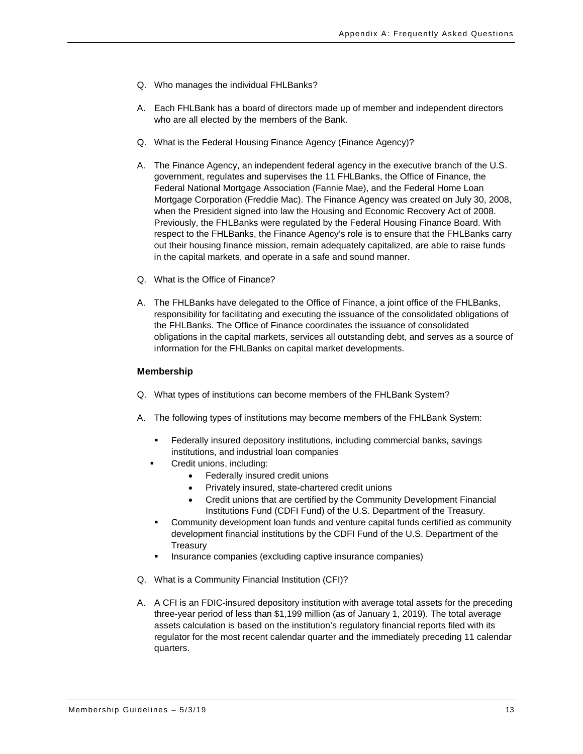Q. Who manages the individual FHLBanks?

A. Each FHLBank has a board of directors made up of member and independent directors who are all elected by the members of the Bank.

Q. What is the Federal Housing Finance Agency (Finance Agency)?

A. The Finance Agency, an independent federal agency in the executive branch of the U.S. government, regulates and supervises the 11 FHLBanks, the Office of Finance, the Federal National Mortgage Association (Fannie Mae), and the Federal Home Loan Mortgage Corporation (Freddie Mac). The Finance Agency was created on July 30, 2008, when the President signed into law the Housing and Economic Recovery Act of 2008. Previously, the FHLBanks were regulated by the Federal Housing Finance Board. With respect to the FHLBanks, the Finance Agency's role is to ensure that the FHLBanks carry out their housing finance mission, remain adequately capitalized, are able to raise funds in the capital markets, and operate in a safe and sound manner.

Q. What is the Office of Finance?

A. The FHLBanks have delegated to the Office of Finance, a joint office of the FHLBanks, responsibility for facilitating and executing the issuance of the consolidated obligations of the FHLBanks. The Office of Finance coordinates the issuance of consolidated obligations in the capital markets, services all outstanding debt, and serves as a source of information for the FHLBanks on capital market developments.

### Membership

Q. What types of institutions can become members of the FHLBank System?

A. The following types of institutions may become members of the FHLBank System:

- Federally insured depository institutions, including commercial banks, savings institutions, and industrial loan companies
- Credit unions, including:
  - Federally insured credit unions
  - Privately insured, state-chartered credit unions
  - Credit unions that are certified by the Community Development Financial Institutions Fund (CDFI Fund) of the U.S. Department of the Treasury.
- Community development loan funds and venture capital funds certified as community development financial institutions by the CDFI Fund of the U.S. Department of the Treasury
- Insurance companies (excluding captive insurance companies)

Q. What is a Community Financial Institution (CFI)?

A. A CFI is an FDIC-insured depository institution with average total assets for the preceding three-year period of less than $1,199 million (as of January 1, 2019). The total average assets calculation is based on the institution's regulatory financial reports filed with its regulator for the most recent calendar quarter and the immediately preceding 11 calendar quarters.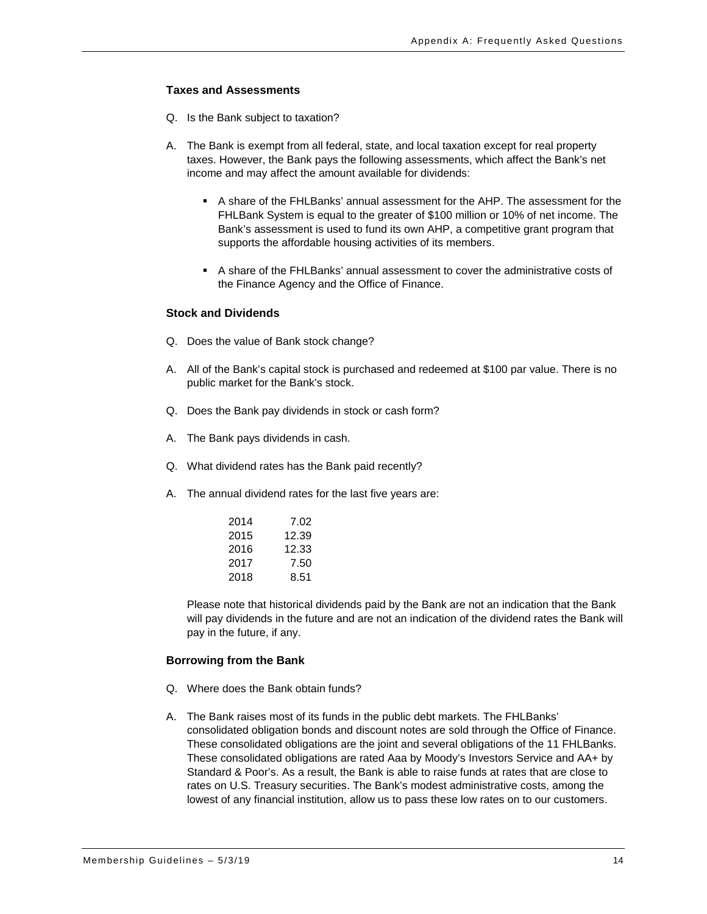### Taxes and Assessments

Q. Is the Bank subject to taxation?

A. The Bank is exempt from all federal, state, and local taxation except for real property taxes. However, the Bank pays the following assessments, which affect the Bank's net income and may affect the amount available for dividends:

- A share of the FHLBanks' annual assessment for the AHP. The assessment for the FHLBank System is equal to the greater of $100 million or 10% of net income. The Bank's assessment is used to fund its own AHP, a competitive grant program that supports the affordable housing activities of its members.
- A share of the FHLBanks' annual assessment to cover the administrative costs of the Finance Agency and the Office of Finance.

### Stock and Dividends

Q. Does the value of Bank stock change?

A. All of the Bank's capital stock is purchased and redeemed at $100 par value. There is no public market for the Bank's stock.

Q. Does the Bank pay dividends in stock or cash form?

A. The Bank pays dividends in cash.

Q. What dividend rates has the Bank paid recently?

A. The annual dividend rates for the last five years are:

| | |
|---|---|
| 2014 | 7.02 |
| 2015 | 12.39 |
| 2016 | 12.33 |
| 2017 | 7.50 |
| 2018 | 8.51 |

Please note that historical dividends paid by the Bank are not an indication that the Bank will pay dividends in the future and are not an indication of the dividend rates the Bank will pay in the future, if any.

### Borrowing from the Bank

Q. Where does the Bank obtain funds?

A. The Bank raises most of its funds in the public debt markets. The FHLBanks' consolidated obligation bonds and discount notes are sold through the Office of Finance. These consolidated obligations are the joint and several obligations of the 11 FHLBanks. These consolidated obligations are rated Aaa by Moody's Investors Service and AA+ by Standard & Poor's. As a result, the Bank is able to raise funds at rates that are close to rates on U.S. Treasury securities. The Bank's modest administrative costs, among the lowest of any financial institution, allow us to pass these low rates on to our customers.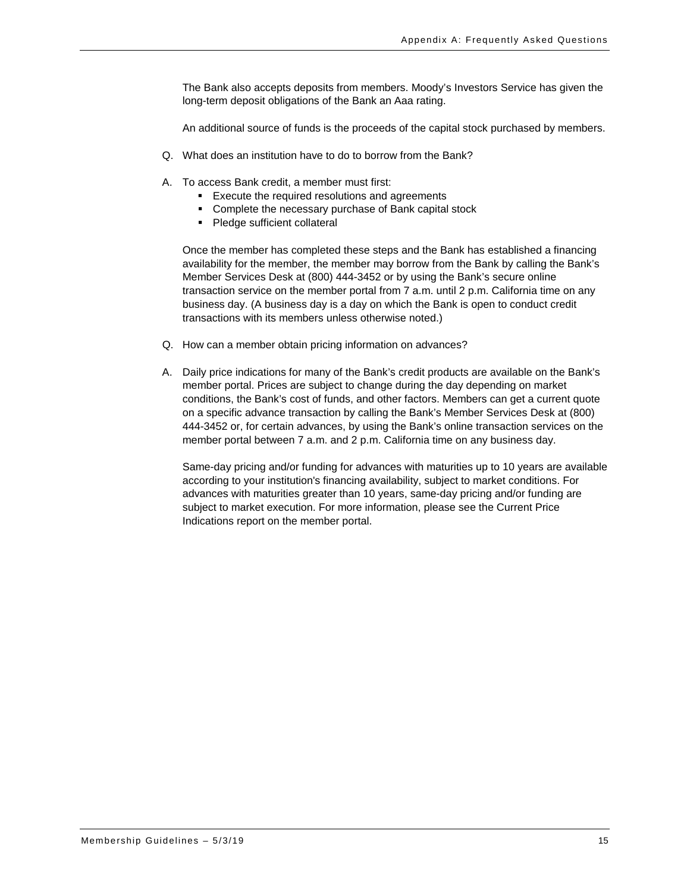The Bank also accepts deposits from members. Moody's Investors Service has given the long-term deposit obligations of the Bank an Aaa rating.

An additional source of funds is the proceeds of the capital stock purchased by members.

Q. What does an institution have to do to borrow from the Bank?

A. To access Bank credit, a member must first:

- Execute the required resolutions and agreements
- Complete the necessary purchase of Bank capital stock
- Pledge sufficient collateral

Once the member has completed these steps and the Bank has established a financing availability for the member, the member may borrow from the Bank by calling the Bank's Member Services Desk at (800) 444-3452 or by using the Bank's secure online transaction service on the member portal from 7 a.m. until 2 p.m. California time on any business day. (A business day is a day on which the Bank is open to conduct credit transactions with its members unless otherwise noted.)

Q. How can a member obtain pricing information on advances?

A. Daily price indications for many of the Bank's credit products are available on the Bank's member portal. Prices are subject to change during the day depending on market conditions, the Bank's cost of funds, and other factors. Members can get a current quote on a specific advance transaction by calling the Bank's Member Services Desk at (800) 444-3452 or, for certain advances, by using the Bank's online transaction services on the member portal between 7 a.m. and 2 p.m. California time on any business day.

Same-day pricing and/or funding for advances with maturities up to 10 years are available according to your institution's financing availability, subject to market conditions. For advances with maturities greater than 10 years, same-day pricing and/or funding are subject to market execution. For more information, please see the Current Price Indications report on the member portal.